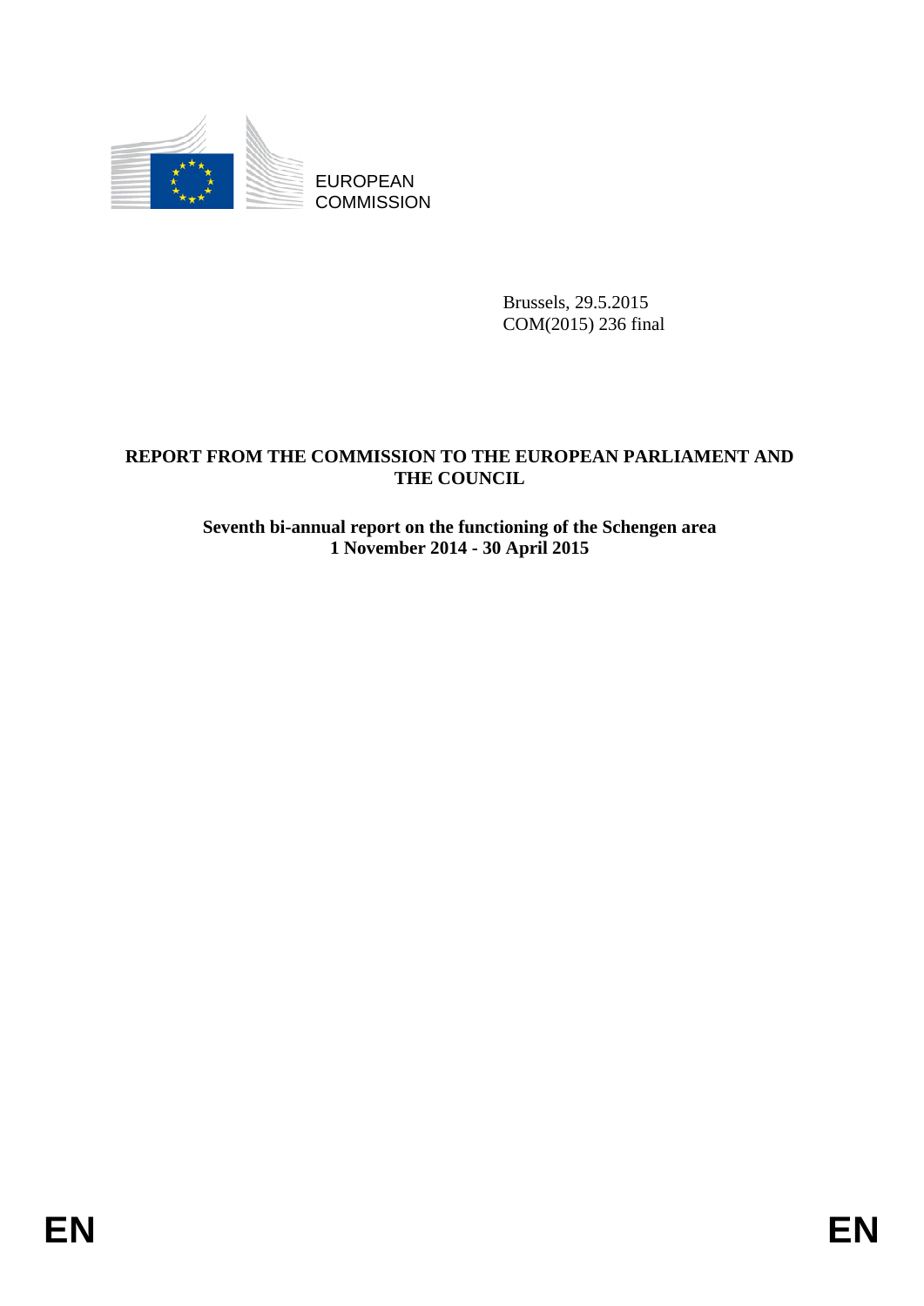EUROPEAN
COMMISSION

Brussels, 29.5.2015
COM(2015) 236 final

**REPORT FROM THE COMMISSION TO THE EUROPEAN PARLIAMENT AND THE COUNCIL**

**Seventh bi-annual report on the functioning of the Schengen area**
**1 November 2014 - 30 April 2015**

EN EN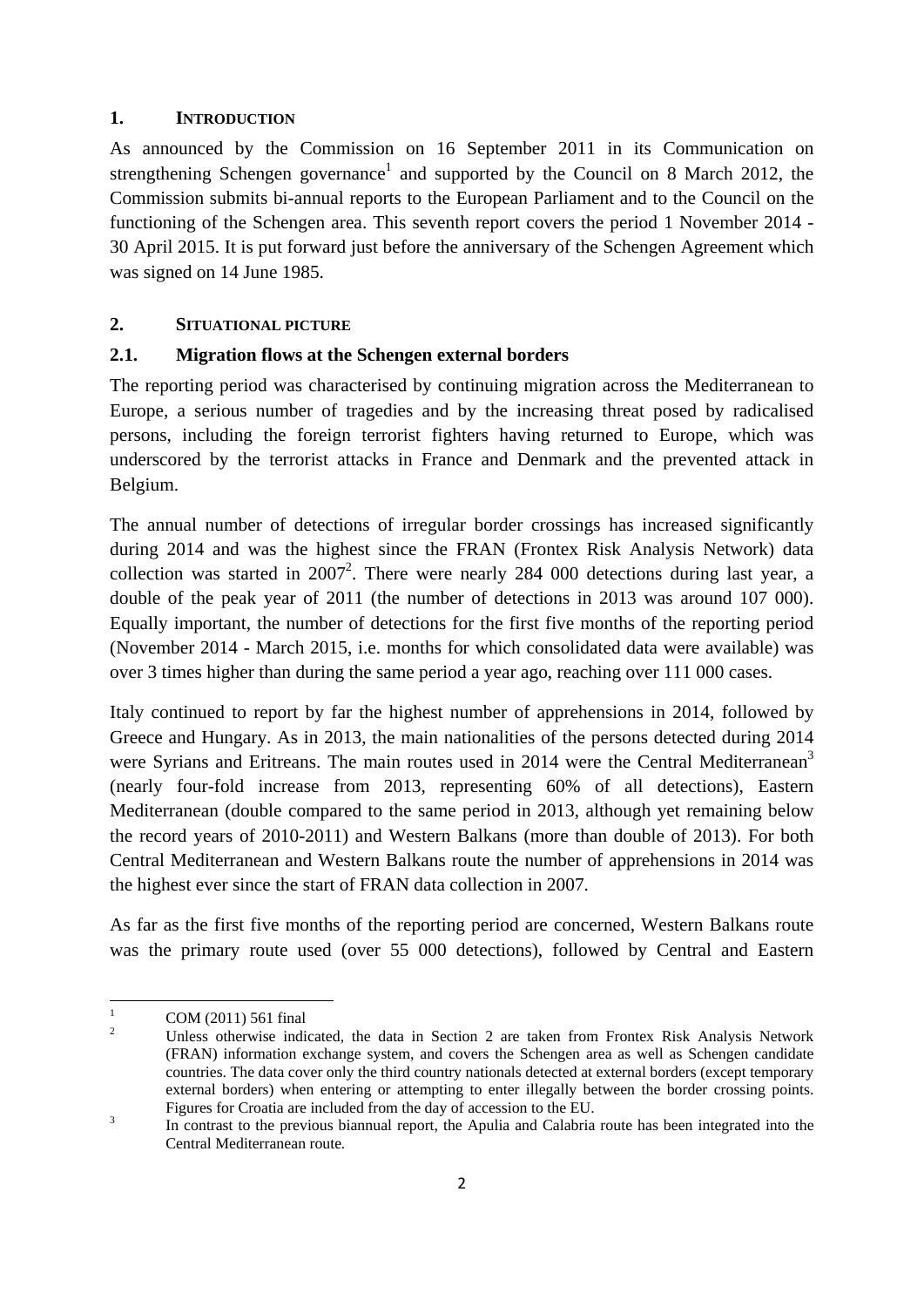## 1. INTRODUCTION

As announced by the Commission on 16 September 2011 in its Communication on strengthening Schengen governance[1] and supported by the Council on 8 March 2012, the Commission submits bi-annual reports to the European Parliament and to the Council on the functioning of the Schengen area. This seventh report covers the period 1 November 2014 - 30 April 2015. It is put forward just before the anniversary of the Schengen Agreement which was signed on 14 June 1985.

## 2. SITUATIONAL PICTURE

### 2.1. Migration flows at the Schengen external borders

The reporting period was characterised by continuing migration across the Mediterranean to Europe, a serious number of tragedies and by the increasing threat posed by radicalised persons, including the foreign terrorist fighters having returned to Europe, which was underscored by the terrorist attacks in France and Denmark and the prevented attack in Belgium.

The annual number of detections of irregular border crossings has increased significantly during 2014 and was the highest since the FRAN (Frontex Risk Analysis Network) data collection was started in 2007[2]. There were nearly 284 000 detections during last year, a double of the peak year of 2011 (the number of detections in 2013 was around 107 000). Equally important, the number of detections for the first five months of the reporting period (November 2014 - March 2015, i.e. months for which consolidated data were available) was over 3 times higher than during the same period a year ago, reaching over 111 000 cases.

Italy continued to report by far the highest number of apprehensions in 2014, followed by Greece and Hungary. As in 2013, the main nationalities of the persons detected during 2014 were Syrians and Eritreans. The main routes used in 2014 were the Central Mediterranean[3] (nearly four-fold increase from 2013, representing 60% of all detections), Eastern Mediterranean (double compared to the same period in 2013, although yet remaining below the record years of 2010-2011) and Western Balkans (more than double of 2013). For both Central Mediterranean and Western Balkans route the number of apprehensions in 2014 was the highest ever since the start of FRAN data collection in 2007.

As far as the first five months of the reporting period are concerned, Western Balkans route was the primary route used (over 55 000 detections), followed by Central and Eastern

---

[1] COM (2011) 561 final

[2] Unless otherwise indicated, the data in Section 2 are taken from Frontex Risk Analysis Network (FRAN) information exchange system, and covers the Schengen area as well as Schengen candidate countries. The data cover only the third country nationals detected at external borders (except temporary external borders) when entering or attempting to enter illegally between the border crossing points. Figures for Croatia are included from the day of accession to the EU.

[3] In contrast to the previous biannual report, the Apulia and Calabria route has been integrated into the Central Mediterranean route.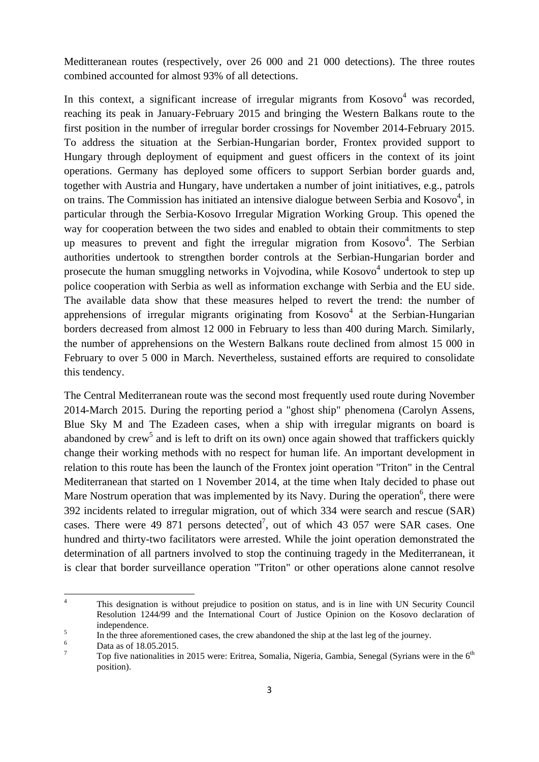Meditteranean routes (respectively, over 26 000 and 21 000 detections). The three routes combined accounted for almost 93% of all detections.

In this context, a significant increase of irregular migrants from Kosovo[4] was recorded, reaching its peak in January-February 2015 and bringing the Western Balkans route to the first position in the number of irregular border crossings for November 2014-February 2015. To address the situation at the Serbian-Hungarian border, Frontex provided support to Hungary through deployment of equipment and guest officers in the context of its joint operations. Germany has deployed some officers to support Serbian border guards and, together with Austria and Hungary, have undertaken a number of joint initiatives, e.g., patrols on trains. The Commission has initiated an intensive dialogue between Serbia and Kosovo[4], in particular through the Serbia-Kosovo Irregular Migration Working Group. This opened the way for cooperation between the two sides and enabled to obtain their commitments to step up measures to prevent and fight the irregular migration from Kosovo[4]. The Serbian authorities undertook to strengthen border controls at the Serbian-Hungarian border and prosecute the human smuggling networks in Vojvodina, while Kosovo[4] undertook to step up police cooperation with Serbia as well as information exchange with Serbia and the EU side. The available data show that these measures helped to revert the trend: the number of apprehensions of irregular migrants originating from Kosovo[4] at the Serbian-Hungarian borders decreased from almost 12 000 in February to less than 400 during March. Similarly, the number of apprehensions on the Western Balkans route declined from almost 15 000 in February to over 5 000 in March. Nevertheless, sustained efforts are required to consolidate this tendency.

The Central Mediterranean route was the second most frequently used route during November 2014-March 2015. During the reporting period a "ghost ship" phenomena (Carolyn Assens, Blue Sky M and The Ezadeen cases, when a ship with irregular migrants on board is abandoned by crew[5] and is left to drift on its own) once again showed that traffickers quickly change their working methods with no respect for human life. An important development in relation to this route has been the launch of the Frontex joint operation "Triton" in the Central Mediterranean that started on 1 November 2014, at the time when Italy decided to phase out Mare Nostrum operation that was implemented by its Navy. During the operation[6], there were 392 incidents related to irregular migration, out of which 334 were search and rescue (SAR) cases. There were 49 871 persons detected[7], out of which 43 057 were SAR cases. One hundred and thirty-two facilitators were arrested. While the joint operation demonstrated the determination of all partners involved to stop the continuing tragedy in the Mediterranean, it is clear that border surveillance operation "Triton" or other operations alone cannot resolve

---

[4] This designation is without prejudice to position on status, and is in line with UN Security Council Resolution 1244/99 and the International Court of Justice Opinion on the Kosovo declaration of independence.

[5] In the three aforementioned cases, the crew abandoned the ship at the last leg of the journey.

[6] Data as of 18.05.2015.

[7] Top five nationalities in 2015 were: Eritrea, Somalia, Nigeria, Gambia, Senegal (Syrians were in the 6th position).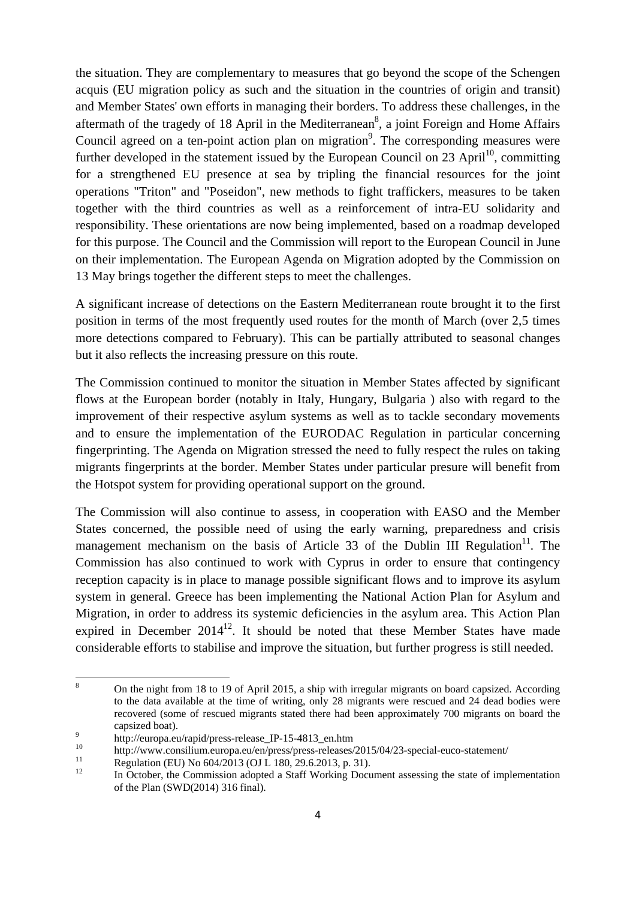the situation. They are complementary to measures that go beyond the scope of the Schengen acquis (EU migration policy as such and the situation in the countries of origin and transit) and Member States' own efforts in managing their borders. To address these challenges, in the aftermath of the tragedy of 18 April in the Mediterranean[8], a joint Foreign and Home Affairs Council agreed on a ten-point action plan on migration[9]. The corresponding measures were further developed in the statement issued by the European Council on 23 April[10], committing for a strengthened EU presence at sea by tripling the financial resources for the joint operations "Triton" and "Poseidon", new methods to fight traffickers, measures to be taken together with the third countries as well as a reinforcement of intra-EU solidarity and responsibility. These orientations are now being implemented, based on a roadmap developed for this purpose. The Council and the Commission will report to the European Council in June on their implementation. The European Agenda on Migration adopted by the Commission on 13 May brings together the different steps to meet the challenges.

A significant increase of detections on the Eastern Mediterranean route brought it to the first position in terms of the most frequently used routes for the month of March (over 2,5 times more detections compared to February). This can be partially attributed to seasonal changes but it also reflects the increasing pressure on this route.

The Commission continued to monitor the situation in Member States affected by significant flows at the European border (notably in Italy, Hungary, Bulgaria ) also with regard to the improvement of their respective asylum systems as well as to tackle secondary movements and to ensure the implementation of the EURODAC Regulation in particular concerning fingerprinting. The Agenda on Migration stressed the need to fully respect the rules on taking migrants fingerprints at the border. Member States under particular presure will benefit from the Hotspot system for providing operational support on the ground.

The Commission will also continue to assess, in cooperation with EASO and the Member States concerned, the possible need of using the early warning, preparedness and crisis management mechanism on the basis of Article 33 of the Dublin III Regulation[11]. The Commission has also continued to work with Cyprus in order to ensure that contingency reception capacity is in place to manage possible significant flows and to improve its asylum system in general. Greece has been implementing the National Action Plan for Asylum and Migration, in order to address its systemic deficiencies in the asylum area. This Action Plan expired in December 2014[12]. It should be noted that these Member States have made considerable efforts to stabilise and improve the situation, but further progress is still needed.

---

[8] On the night from 18 to 19 of April 2015, a ship with irregular migrants on board capsized. According to the data available at the time of writing, only 28 migrants were rescued and 24 dead bodies were recovered (some of rescued migrants stated there had been approximately 700 migrants on board the capsized boat).

[9] http://europa.eu/rapid/press-release_IP-15-4813_en.htm

[10] http://www.consilium.europa.eu/en/press/press-releases/2015/04/23-special-euco-statement/

[11] Regulation (EU) No 604/2013 (OJ L 180, 29.6.2013, p. 31).

[12] In October, the Commission adopted a Staff Working Document assessing the state of implementation of the Plan (SWD(2014) 316 final).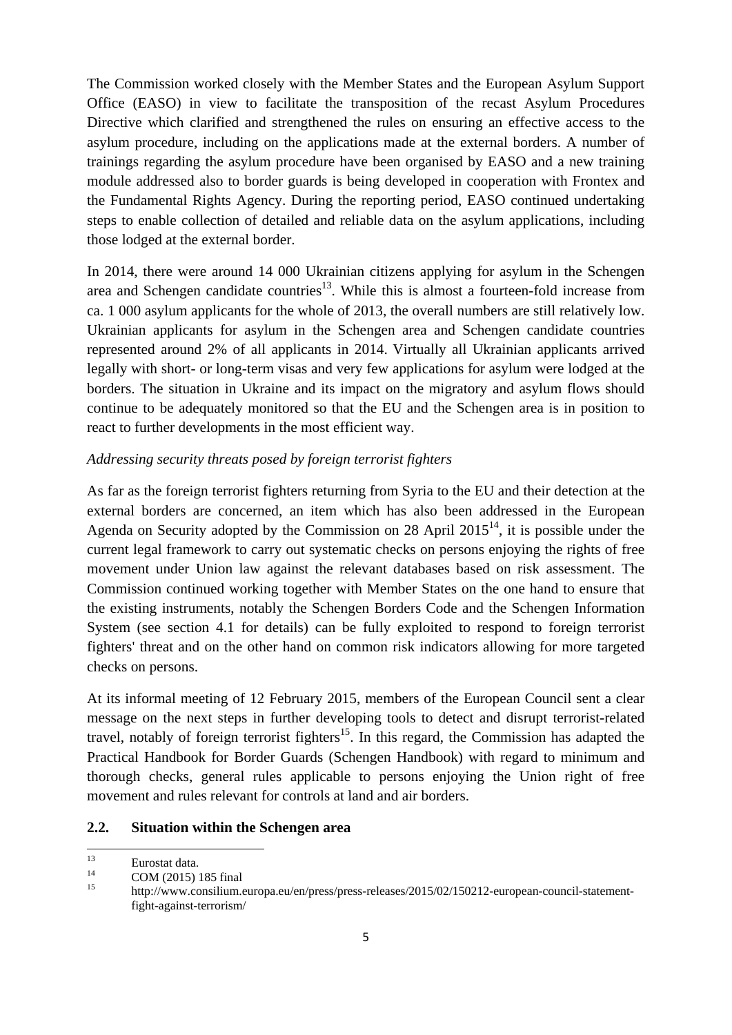The Commission worked closely with the Member States and the European Asylum Support Office (EASO) in view to facilitate the transposition of the recast Asylum Procedures Directive which clarified and strengthened the rules on ensuring an effective access to the asylum procedure, including on the applications made at the external borders. A number of trainings regarding the asylum procedure have been organised by EASO and a new training module addressed also to border guards is being developed in cooperation with Frontex and the Fundamental Rights Agency. During the reporting period, EASO continued undertaking steps to enable collection of detailed and reliable data on the asylum applications, including those lodged at the external border.

In 2014, there were around 14 000 Ukrainian citizens applying for asylum in the Schengen area and Schengen candidate countries[13]. While this is almost a fourteen-fold increase from ca. 1 000 asylum applicants for the whole of 2013, the overall numbers are still relatively low. Ukrainian applicants for asylum in the Schengen area and Schengen candidate countries represented around 2% of all applicants in 2014. Virtually all Ukrainian applicants arrived legally with short- or long-term visas and very few applications for asylum were lodged at the borders. The situation in Ukraine and its impact on the migratory and asylum flows should continue to be adequately monitored so that the EU and the Schengen area is in position to react to further developments in the most efficient way.

*Addressing security threats posed by foreign terrorist fighters*

As far as the foreign terrorist fighters returning from Syria to the EU and their detection at the external borders are concerned, an item which has also been addressed in the European Agenda on Security adopted by the Commission on 28 April 2015[14], it is possible under the current legal framework to carry out systematic checks on persons enjoying the rights of free movement under Union law against the relevant databases based on risk assessment. The Commission continued working together with Member States on the one hand to ensure that the existing instruments, notably the Schengen Borders Code and the Schengen Information System (see section 4.1 for details) can be fully exploited to respond to foreign terrorist fighters' threat and on the other hand on common risk indicators allowing for more targeted checks on persons.

At its informal meeting of 12 February 2015, members of the European Council sent a clear message on the next steps in further developing tools to detect and disrupt terrorist-related travel, notably of foreign terrorist fighters[15]. In this regard, the Commission has adapted the Practical Handbook for Border Guards (Schengen Handbook) with regard to minimum and thorough checks, general rules applicable to persons enjoying the Union right of free movement and rules relevant for controls at land and air borders.

## 2.2. Situation within the Schengen area

---

[13] Eurostat data.

[14] COM (2015) 185 final

[15] http://www.consilium.europa.eu/en/press/press-releases/2015/02/150212-european-council-statement-fight-against-terrorism/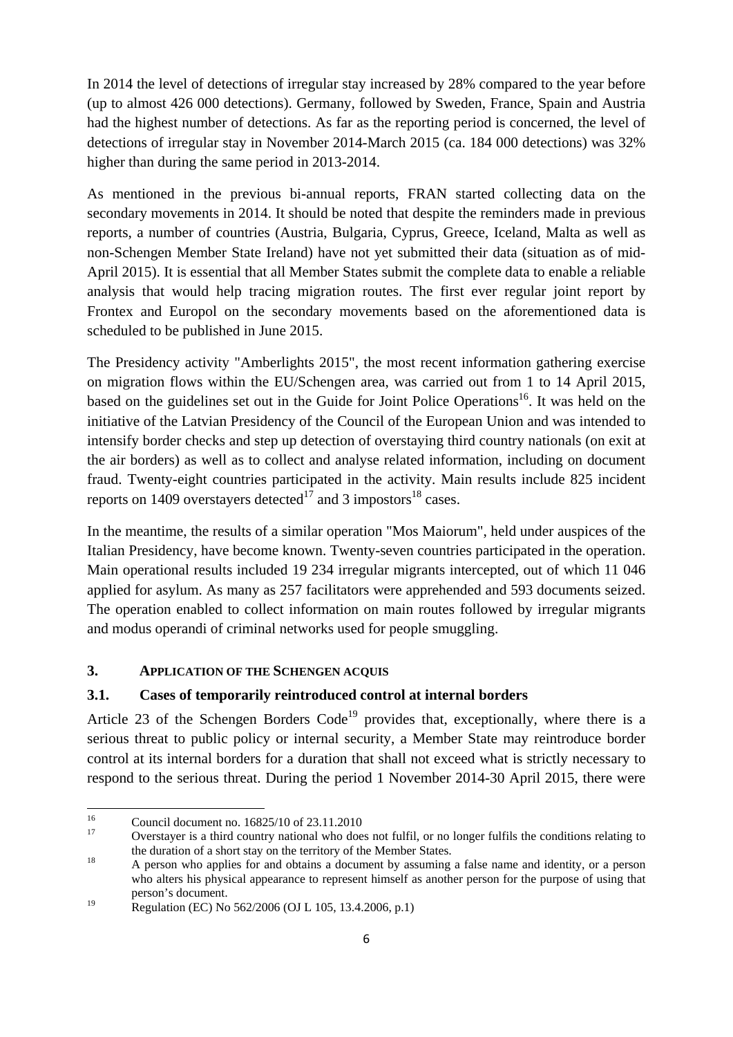In 2014 the level of detections of irregular stay increased by 28% compared to the year before (up to almost 426 000 detections). Germany, followed by Sweden, France, Spain and Austria had the highest number of detections. As far as the reporting period is concerned, the level of detections of irregular stay in November 2014-March 2015 (ca. 184 000 detections) was 32% higher than during the same period in 2013-2014.

As mentioned in the previous bi-annual reports, FRAN started collecting data on the secondary movements in 2014. It should be noted that despite the reminders made in previous reports, a number of countries (Austria, Bulgaria, Cyprus, Greece, Iceland, Malta as well as non-Schengen Member State Ireland) have not yet submitted their data (situation as of mid-April 2015). It is essential that all Member States submit the complete data to enable a reliable analysis that would help tracing migration routes. The first ever regular joint report by Frontex and Europol on the secondary movements based on the aforementioned data is scheduled to be published in June 2015.

The Presidency activity "Amberlights 2015", the most recent information gathering exercise on migration flows within the EU/Schengen area, was carried out from 1 to 14 April 2015, based on the guidelines set out in the Guide for Joint Police Operations[16]. It was held on the initiative of the Latvian Presidency of the Council of the European Union and was intended to intensify border checks and step up detection of overstaying third country nationals (on exit at the air borders) as well as to collect and analyse related information, including on document fraud. Twenty-eight countries participated in the activity. Main results include 825 incident reports on 1409 overstayers detected[17] and 3 impostors[18] cases.

In the meantime, the results of a similar operation "Mos Maiorum", held under auspices of the Italian Presidency, have become known. Twenty-seven countries participated in the operation. Main operational results included 19 234 irregular migrants intercepted, out of which 11 046 applied for asylum. As many as 257 facilitators were apprehended and 593 documents seized. The operation enabled to collect information on main routes followed by irregular migrants and modus operandi of criminal networks used for people smuggling.

## 3. Application of the Schengen acquis

### 3.1. Cases of temporarily reintroduced control at internal borders

Article 23 of the Schengen Borders Code[19] provides that, exceptionally, where there is a serious threat to public policy or internal security, a Member State may reintroduce border control at its internal borders for a duration that shall not exceed what is strictly necessary to respond to the serious threat. During the period 1 November 2014-30 April 2015, there were

---

[16] Council document no. 16825/10 of 23.11.2010

[17] Overstayer is a third country national who does not fulfil, or no longer fulfils the conditions relating to the duration of a short stay on the territory of the Member States.

[18] A person who applies for and obtains a document by assuming a false name and identity, or a person who alters his physical appearance to represent himself as another person for the purpose of using that person's document.

[19] Regulation (EC) No 562/2006 (OJ L 105, 13.4.2006, p.1)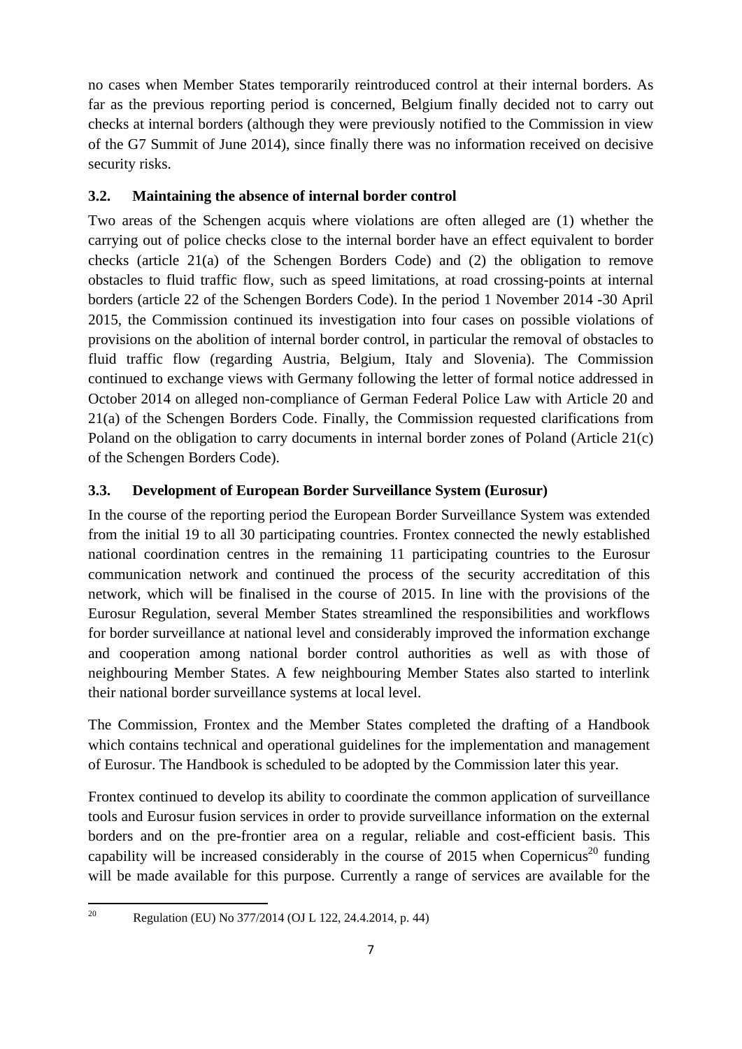no cases when Member States temporarily reintroduced control at their internal borders. As far as the previous reporting period is concerned, Belgium finally decided not to carry out checks at internal borders (although they were previously notified to the Commission in view of the G7 Summit of June 2014), since finally there was no information received on decisive security risks.

### 3.2. Maintaining the absence of internal border control

Two areas of the Schengen acquis where violations are often alleged are (1) whether the carrying out of police checks close to the internal border have an effect equivalent to border checks (article 21(a) of the Schengen Borders Code) and (2) the obligation to remove obstacles to fluid traffic flow, such as speed limitations, at road crossing-points at internal borders (article 22 of the Schengen Borders Code). In the period 1 November 2014 -30 April 2015, the Commission continued its investigation into four cases on possible violations of provisions on the abolition of internal border control, in particular the removal of obstacles to fluid traffic flow (regarding Austria, Belgium, Italy and Slovenia). The Commission continued to exchange views with Germany following the letter of formal notice addressed in October 2014 on alleged non-compliance of German Federal Police Law with Article 20 and 21(a) of the Schengen Borders Code. Finally, the Commission requested clarifications from Poland on the obligation to carry documents in internal border zones of Poland (Article 21(c) of the Schengen Borders Code).

### 3.3. Development of European Border Surveillance System (Eurosur)

In the course of the reporting period the European Border Surveillance System was extended from the initial 19 to all 30 participating countries. Frontex connected the newly established national coordination centres in the remaining 11 participating countries to the Eurosur communication network and continued the process of the security accreditation of this network, which will be finalised in the course of 2015. In line with the provisions of the Eurosur Regulation, several Member States streamlined the responsibilities and workflows for border surveillance at national level and considerably improved the information exchange and cooperation among national border control authorities as well as with those of neighbouring Member States. A few neighbouring Member States also started to interlink their national border surveillance systems at local level.

The Commission, Frontex and the Member States completed the drafting of a Handbook which contains technical and operational guidelines for the implementation and management of Eurosur. The Handbook is scheduled to be adopted by the Commission later this year.

Frontex continued to develop its ability to coordinate the common application of surveillance tools and Eurosur fusion services in order to provide surveillance information on the external borders and on the pre-frontier area on a regular, reliable and cost-efficient basis. This capability will be increased considerably in the course of 2015 when Copernicus[20] funding will be made available for this purpose. Currently a range of services are available for the

[20] Regulation (EU) No 377/2014 (OJ L 122, 24.4.2014, p. 44)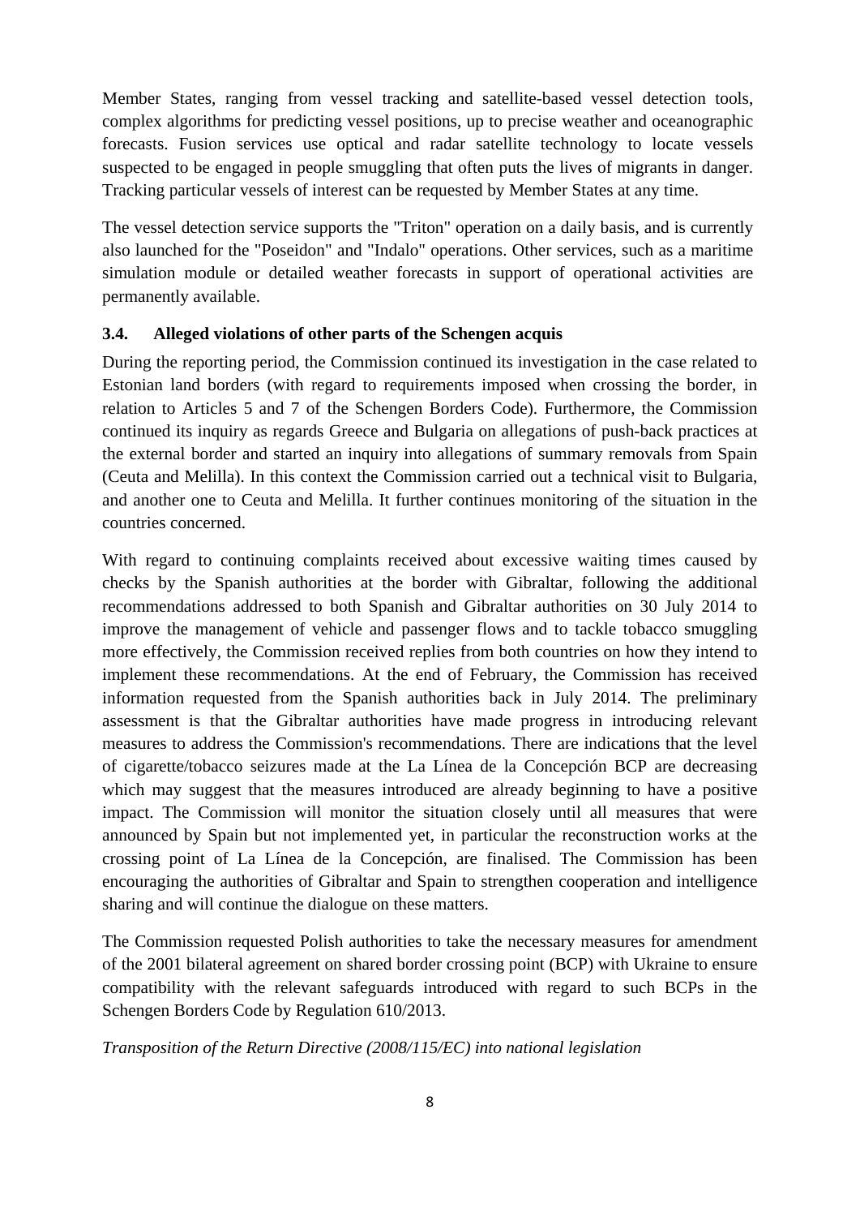Member States, ranging from vessel tracking and satellite-based vessel detection tools, complex algorithms for predicting vessel positions, up to precise weather and oceanographic forecasts. Fusion services use optical and radar satellite technology to locate vessels suspected to be engaged in people smuggling that often puts the lives of migrants in danger. Tracking particular vessels of interest can be requested by Member States at any time.

The vessel detection service supports the "Triton" operation on a daily basis, and is currently also launched for the "Poseidon" and "Indalo" operations. Other services, such as a maritime simulation module or detailed weather forecasts in support of operational activities are permanently available.

### 3.4. Alleged violations of other parts of the Schengen acquis

During the reporting period, the Commission continued its investigation in the case related to Estonian land borders (with regard to requirements imposed when crossing the border, in relation to Articles 5 and 7 of the Schengen Borders Code). Furthermore, the Commission continued its inquiry as regards Greece and Bulgaria on allegations of push-back practices at the external border and started an inquiry into allegations of summary removals from Spain (Ceuta and Melilla). In this context the Commission carried out a technical visit to Bulgaria, and another one to Ceuta and Melilla. It further continues monitoring of the situation in the countries concerned.

With regard to continuing complaints received about excessive waiting times caused by checks by the Spanish authorities at the border with Gibraltar, following the additional recommendations addressed to both Spanish and Gibraltar authorities on 30 July 2014 to improve the management of vehicle and passenger flows and to tackle tobacco smuggling more effectively, the Commission received replies from both countries on how they intend to implement these recommendations. At the end of February, the Commission has received information requested from the Spanish authorities back in July 2014. The preliminary assessment is that the Gibraltar authorities have made progress in introducing relevant measures to address the Commission's recommendations. There are indications that the level of cigarette/tobacco seizures made at the La Línea de la Concepción BCP are decreasing which may suggest that the measures introduced are already beginning to have a positive impact. The Commission will monitor the situation closely until all measures that were announced by Spain but not implemented yet, in particular the reconstruction works at the crossing point of La Línea de la Concepción, are finalised. The Commission has been encouraging the authorities of Gibraltar and Spain to strengthen cooperation and intelligence sharing and will continue the dialogue on these matters.

The Commission requested Polish authorities to take the necessary measures for amendment of the 2001 bilateral agreement on shared border crossing point (BCP) with Ukraine to ensure compatibility with the relevant safeguards introduced with regard to such BCPs in the Schengen Borders Code by Regulation 610/2013.

*Transposition of the Return Directive (2008/115/EC) into national legislation*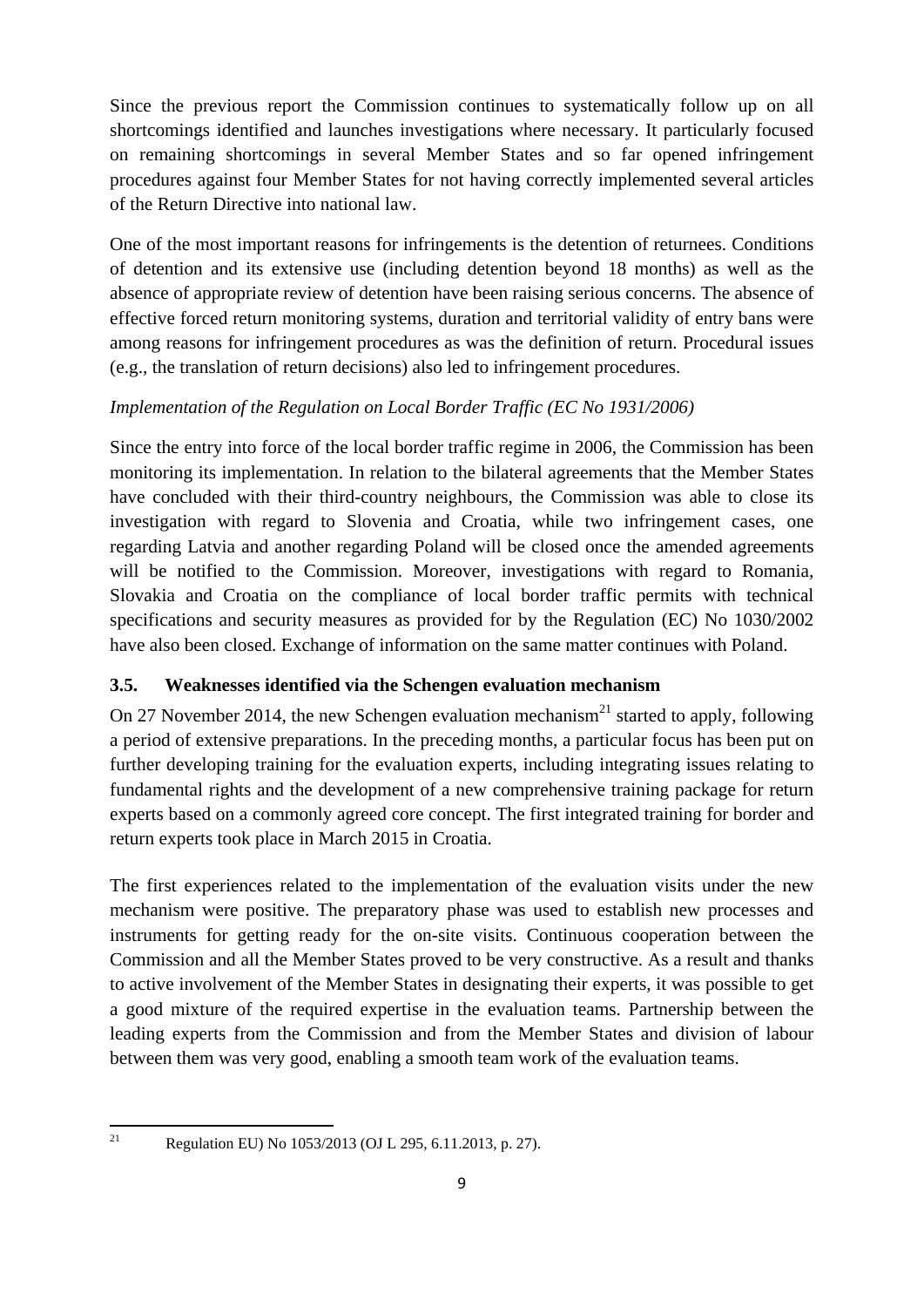Since the previous report the Commission continues to systematically follow up on all shortcomings identified and launches investigations where necessary. It particularly focused on remaining shortcomings in several Member States and so far opened infringement procedures against four Member States for not having correctly implemented several articles of the Return Directive into national law.

One of the most important reasons for infringements is the detention of returnees. Conditions of detention and its extensive use (including detention beyond 18 months) as well as the absence of appropriate review of detention have been raising serious concerns. The absence of effective forced return monitoring systems, duration and territorial validity of entry bans were among reasons for infringement procedures as was the definition of return. Procedural issues (e.g., the translation of return decisions) also led to infringement procedures.

*Implementation of the Regulation on Local Border Traffic (EC No 1931/2006)*

Since the entry into force of the local border traffic regime in 2006, the Commission has been monitoring its implementation. In relation to the bilateral agreements that the Member States have concluded with their third-country neighbours, the Commission was able to close its investigation with regard to Slovenia and Croatia, while two infringement cases, one regarding Latvia and another regarding Poland will be closed once the amended agreements will be notified to the Commission. Moreover, investigations with regard to Romania, Slovakia and Croatia on the compliance of local border traffic permits with technical specifications and security measures as provided for by the Regulation (EC) No 1030/2002 have also been closed. Exchange of information on the same matter continues with Poland.

### 3.5. Weaknesses identified via the Schengen evaluation mechanism

On 27 November 2014, the new Schengen evaluation mechanism[21] started to apply, following a period of extensive preparations. In the preceding months, a particular focus has been put on further developing training for the evaluation experts, including integrating issues relating to fundamental rights and the development of a new comprehensive training package for return experts based on a commonly agreed core concept. The first integrated training for border and return experts took place in March 2015 in Croatia.

The first experiences related to the implementation of the evaluation visits under the new mechanism were positive. The preparatory phase was used to establish new processes and instruments for getting ready for the on-site visits. Continuous cooperation between the Commission and all the Member States proved to be very constructive. As a result and thanks to active involvement of the Member States in designating their experts, it was possible to get a good mixture of the required expertise in the evaluation teams. Partnership between the leading experts from the Commission and from the Member States and division of labour between them was very good, enabling a smooth team work of the evaluation teams.

---

[21] Regulation EU) No 1053/2013 (OJ L 295, 6.11.2013, p. 27).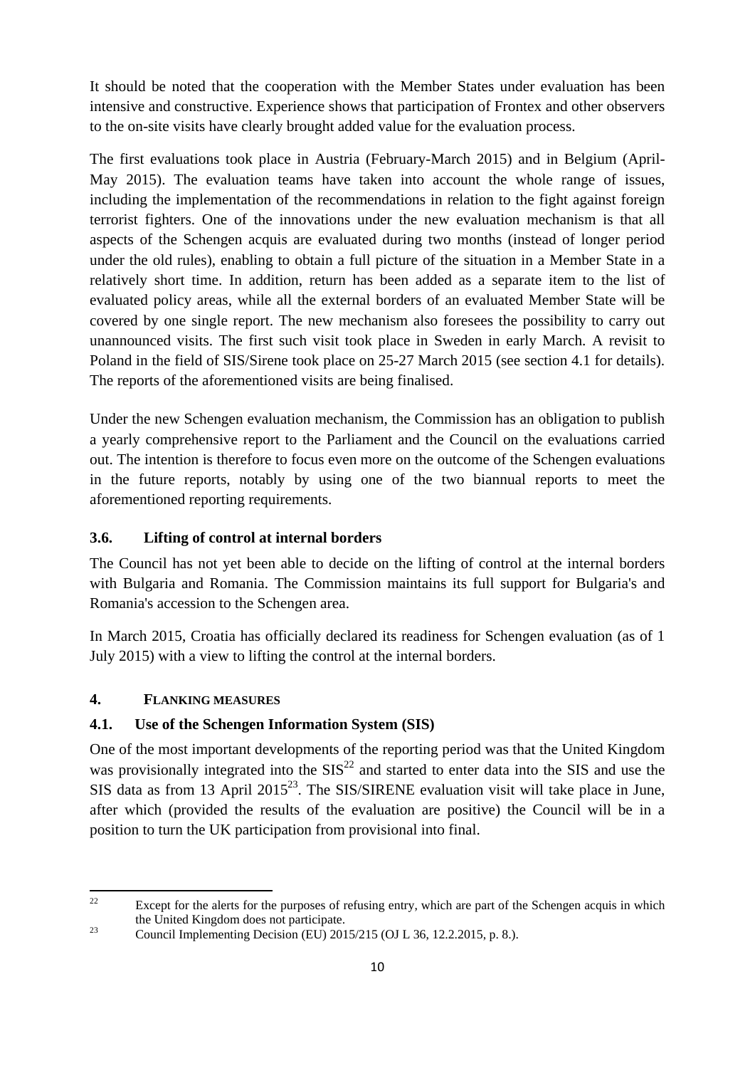It should be noted that the cooperation with the Member States under evaluation has been intensive and constructive. Experience shows that participation of Frontex and other observers to the on-site visits have clearly brought added value for the evaluation process.

The first evaluations took place in Austria (February-March 2015) and in Belgium (April-May 2015). The evaluation teams have taken into account the whole range of issues, including the implementation of the recommendations in relation to the fight against foreign terrorist fighters. One of the innovations under the new evaluation mechanism is that all aspects of the Schengen acquis are evaluated during two months (instead of longer period under the old rules), enabling to obtain a full picture of the situation in a Member State in a relatively short time. In addition, return has been added as a separate item to the list of evaluated policy areas, while all the external borders of an evaluated Member State will be covered by one single report. The new mechanism also foresees the possibility to carry out unannounced visits. The first such visit took place in Sweden in early March. A revisit to Poland in the field of SIS/Sirene took place on 25-27 March 2015 (see section 4.1 for details). The reports of the aforementioned visits are being finalised.

Under the new Schengen evaluation mechanism, the Commission has an obligation to publish a yearly comprehensive report to the Parliament and the Council on the evaluations carried out. The intention is therefore to focus even more on the outcome of the Schengen evaluations in the future reports, notably by using one of the two biannual reports to meet the aforementioned reporting requirements.

### 3.6. Lifting of control at internal borders

The Council has not yet been able to decide on the lifting of control at the internal borders with Bulgaria and Romania. The Commission maintains its full support for Bulgaria's and Romania's accession to the Schengen area.

In March 2015, Croatia has officially declared its readiness for Schengen evaluation (as of 1 July 2015) with a view to lifting the control at the internal borders.

## 4. FLANKING MEASURES

### 4.1. Use of the Schengen Information System (SIS)

One of the most important developments of the reporting period was that the United Kingdom was provisionally integrated into the SIS[22] and started to enter data into the SIS and use the SIS data as from 13 April 2015[23]. The SIS/SIRENE evaluation visit will take place in June, after which (provided the results of the evaluation are positive) the Council will be in a position to turn the UK participation from provisional into final.

---

[22] Except for the alerts for the purposes of refusing entry, which are part of the Schengen acquis in which the United Kingdom does not participate.

[23] Council Implementing Decision (EU) 2015/215 (OJ L 36, 12.2.2015, p. 8.).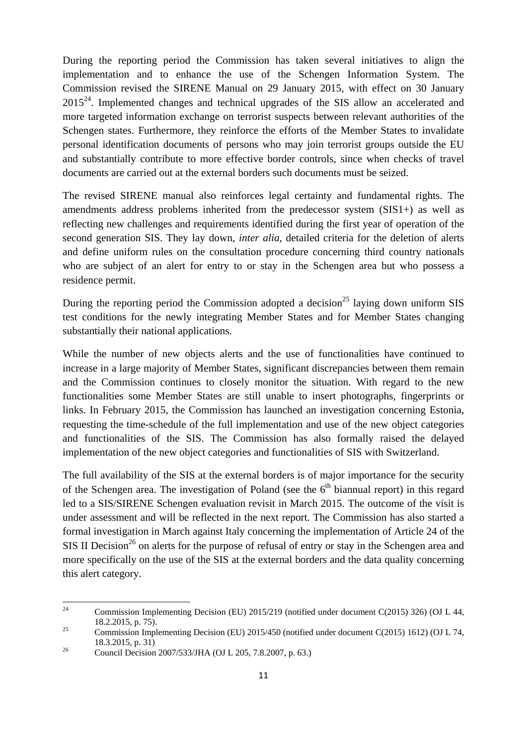During the reporting period the Commission has taken several initiatives to align the implementation and to enhance the use of the Schengen Information System. The Commission revised the SIRENE Manual on 29 January 2015, with effect on 30 January 2015[24]. Implemented changes and technical upgrades of the SIS allow an accelerated and more targeted information exchange on terrorist suspects between relevant authorities of the Schengen states. Furthermore, they reinforce the efforts of the Member States to invalidate personal identification documents of persons who may join terrorist groups outside the EU and substantially contribute to more effective border controls, since when checks of travel documents are carried out at the external borders such documents must be seized.

The revised SIRENE manual also reinforces legal certainty and fundamental rights. The amendments address problems inherited from the predecessor system (SIS1+) as well as reflecting new challenges and requirements identified during the first year of operation of the second generation SIS. They lay down, *inter alia*, detailed criteria for the deletion of alerts and define uniform rules on the consultation procedure concerning third country nationals who are subject of an alert for entry to or stay in the Schengen area but who possess a residence permit.

During the reporting period the Commission adopted a decision[25] laying down uniform SIS test conditions for the newly integrating Member States and for Member States changing substantially their national applications.

While the number of new objects alerts and the use of functionalities have continued to increase in a large majority of Member States, significant discrepancies between them remain and the Commission continues to closely monitor the situation. With regard to the new functionalities some Member States are still unable to insert photographs, fingerprints or links. In February 2015, the Commission has launched an investigation concerning Estonia, requesting the time-schedule of the full implementation and use of the new object categories and functionalities of the SIS. The Commission has also formally raised the delayed implementation of the new object categories and functionalities of SIS with Switzerland.

The full availability of the SIS at the external borders is of major importance for the security of the Schengen area. The investigation of Poland (see the 6th biannual report) in this regard led to a SIS/SIRENE Schengen evaluation revisit in March 2015. The outcome of the visit is under assessment and will be reflected in the next report. The Commission has also started a formal investigation in March against Italy concerning the implementation of Article 24 of the SIS II Decision[26] on alerts for the purpose of refusal of entry or stay in the Schengen area and more specifically on the use of the SIS at the external borders and the data quality concerning this alert category.

---

[24] Commission Implementing Decision (EU) 2015/219 (notified under document C(2015) 326) (OJ L 44, 18.2.2015, p. 75).

[25] Commission Implementing Decision (EU) 2015/450 (notified under document C(2015) 1612) (OJ L 74, 18.3.2015, p. 31)

[26] Council Decision 2007/533/JHA (OJ L 205, 7.8.2007, p. 63.)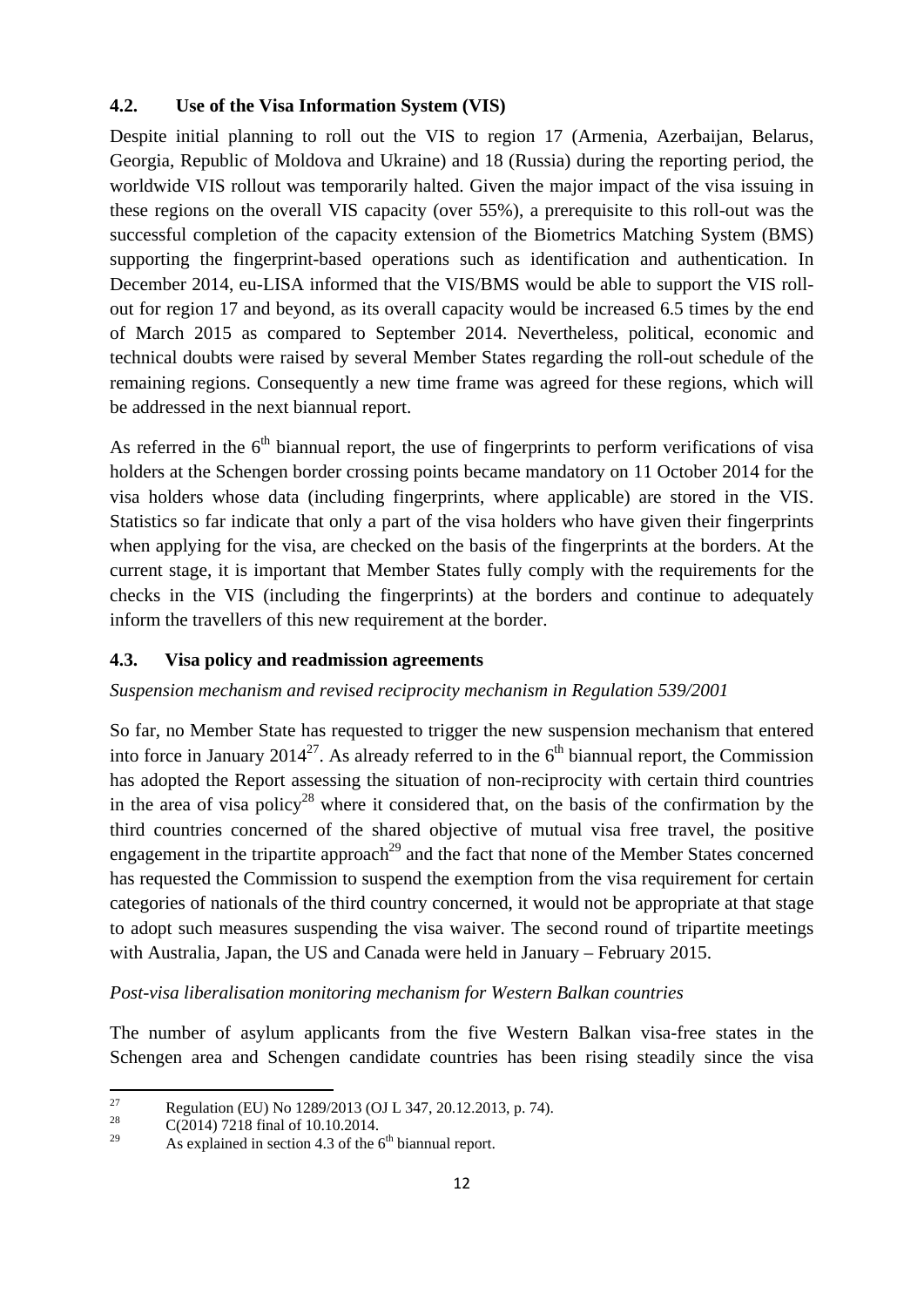### 4.2. Use of the Visa Information System (VIS)

Despite initial planning to roll out the VIS to region 17 (Armenia, Azerbaijan, Belarus, Georgia, Republic of Moldova and Ukraine) and 18 (Russia) during the reporting period, the worldwide VIS rollout was temporarily halted. Given the major impact of the visa issuing in these regions on the overall VIS capacity (over 55%), a prerequisite to this roll-out was the successful completion of the capacity extension of the Biometrics Matching System (BMS) supporting the fingerprint-based operations such as identification and authentication. In December 2014, eu-LISA informed that the VIS/BMS would be able to support the VIS roll-out for region 17 and beyond, as its overall capacity would be increased 6.5 times by the end of March 2015 as compared to September 2014. Nevertheless, political, economic and technical doubts were raised by several Member States regarding the roll-out schedule of the remaining regions. Consequently a new time frame was agreed for these regions, which will be addressed in the next biannual report.

As referred in the 6th biannual report, the use of fingerprints to perform verifications of visa holders at the Schengen border crossing points became mandatory on 11 October 2014 for the visa holders whose data (including fingerprints, where applicable) are stored in the VIS. Statistics so far indicate that only a part of the visa holders who have given their fingerprints when applying for the visa, are checked on the basis of the fingerprints at the borders. At the current stage, it is important that Member States fully comply with the requirements for the checks in the VIS (including the fingerprints) at the borders and continue to adequately inform the travellers of this new requirement at the border.

### 4.3. Visa policy and readmission agreements

*Suspension mechanism and revised reciprocity mechanism in Regulation 539/2001*

So far, no Member State has requested to trigger the new suspension mechanism that entered into force in January 2014[27]. As already referred to in the 6th biannual report, the Commission has adopted the Report assessing the situation of non-reciprocity with certain third countries in the area of visa policy[28] where it considered that, on the basis of the confirmation by the third countries concerned of the shared objective of mutual visa free travel, the positive engagement in the tripartite approach[29] and the fact that none of the Member States concerned has requested the Commission to suspend the exemption from the visa requirement for certain categories of nationals of the third country concerned, it would not be appropriate at that stage to adopt such measures suspending the visa waiver. The second round of tripartite meetings with Australia, Japan, the US and Canada were held in January – February 2015.

*Post-visa liberalisation monitoring mechanism for Western Balkan countries*

The number of asylum applicants from the five Western Balkan visa-free states in the Schengen area and Schengen candidate countries has been rising steadily since the visa

---

[27] Regulation (EU) No 1289/2013 (OJ L 347, 20.12.2013, p. 74).

[28] C(2014) 7218 final of 10.10.2014.

[29] As explained in section 4.3 of the 6th biannual report.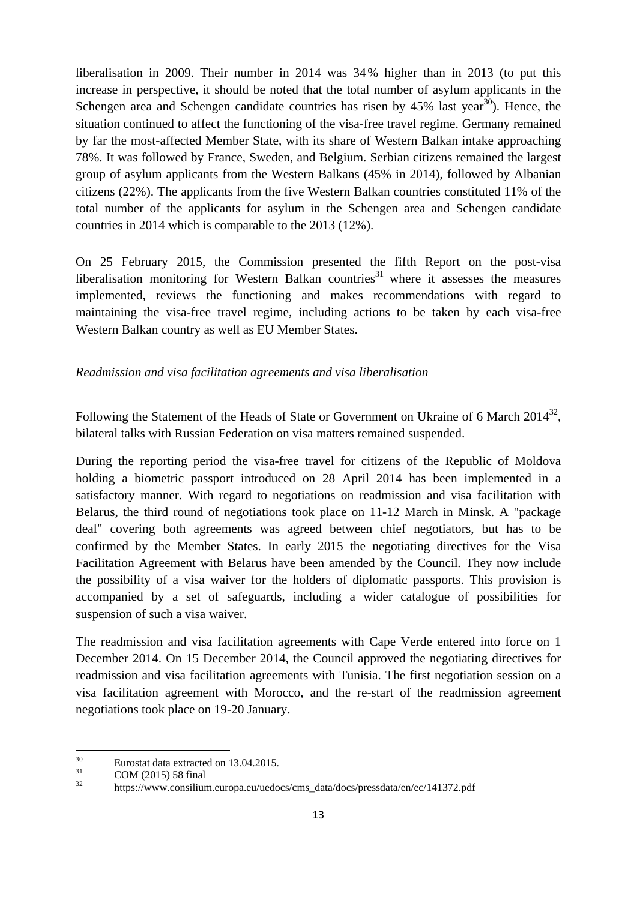liberalisation in 2009. Their number in 2014 was 34% higher than in 2013 (to put this increase in perspective, it should be noted that the total number of asylum applicants in the Schengen area and Schengen candidate countries has risen by 45% last year[30]). Hence, the situation continued to affect the functioning of the visa-free travel regime. Germany remained by far the most-affected Member State, with its share of Western Balkan intake approaching 78%. It was followed by France, Sweden, and Belgium. Serbian citizens remained the largest group of asylum applicants from the Western Balkans (45% in 2014), followed by Albanian citizens (22%). The applicants from the five Western Balkan countries constituted 11% of the total number of the applicants for asylum in the Schengen area and Schengen candidate countries in 2014 which is comparable to the 2013 (12%).

On 25 February 2015, the Commission presented the fifth Report on the post-visa liberalisation monitoring for Western Balkan countries[31] where it assesses the measures implemented, reviews the functioning and makes recommendations with regard to maintaining the visa-free travel regime, including actions to be taken by each visa-free Western Balkan country as well as EU Member States.

*Readmission and visa facilitation agreements and visa liberalisation*

Following the Statement of the Heads of State or Government on Ukraine of 6 March 2014[32], bilateral talks with Russian Federation on visa matters remained suspended.

During the reporting period the visa-free travel for citizens of the Republic of Moldova holding a biometric passport introduced on 28 April 2014 has been implemented in a satisfactory manner. With regard to negotiations on readmission and visa facilitation with Belarus, the third round of negotiations took place on 11-12 March in Minsk. A "package deal" covering both agreements was agreed between chief negotiators, but has to be confirmed by the Member States. In early 2015 the negotiating directives for the Visa Facilitation Agreement with Belarus have been amended by the Council. They now include the possibility of a visa waiver for the holders of diplomatic passports. This provision is accompanied by a set of safeguards, including a wider catalogue of possibilities for suspension of such a visa waiver.

The readmission and visa facilitation agreements with Cape Verde entered into force on 1 December 2014. On 15 December 2014, the Council approved the negotiating directives for readmission and visa facilitation agreements with Tunisia. The first negotiation session on a visa facilitation agreement with Morocco, and the re-start of the readmission agreement negotiations took place on 19-20 January.

---

[30] Eurostat data extracted on 13.04.2015.

[31] COM (2015) 58 final

[32] https://www.consilium.europa.eu/uedocs/cms_data/docs/pressdata/en/ec/141372.pdf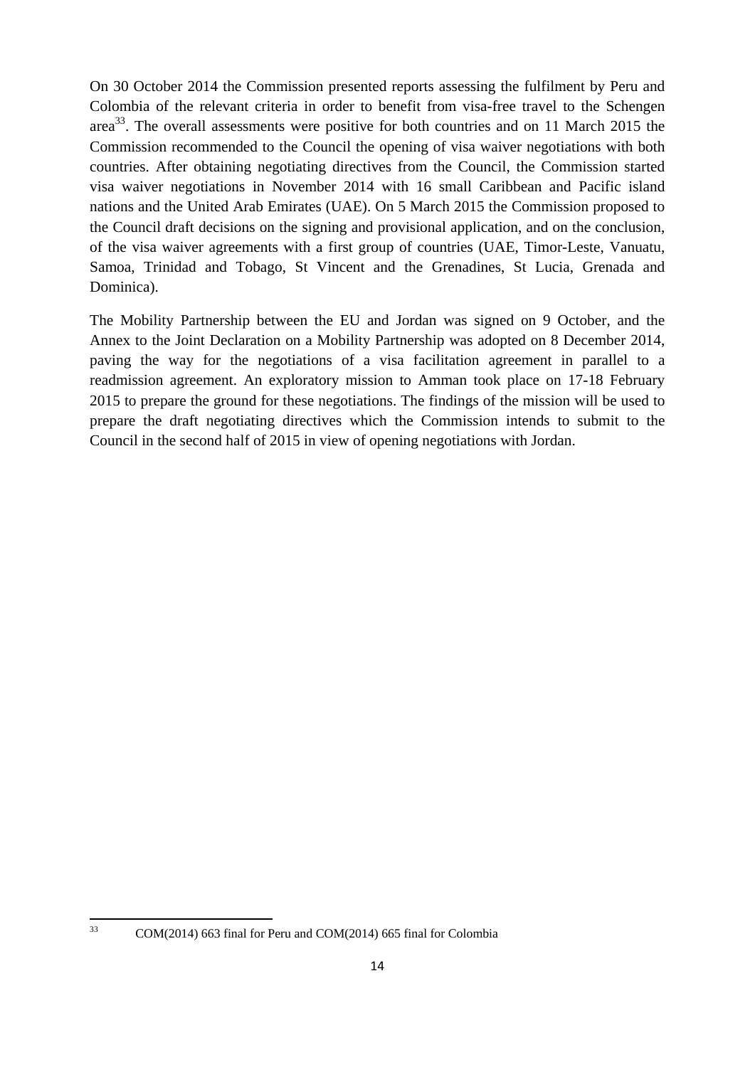On 30 October 2014 the Commission presented reports assessing the fulfilment by Peru and Colombia of the relevant criteria in order to benefit from visa-free travel to the Schengen area[33]. The overall assessments were positive for both countries and on 11 March 2015 the Commission recommended to the Council the opening of visa waiver negotiations with both countries. After obtaining negotiating directives from the Council, the Commission started visa waiver negotiations in November 2014 with 16 small Caribbean and Pacific island nations and the United Arab Emirates (UAE). On 5 March 2015 the Commission proposed to the Council draft decisions on the signing and provisional application, and on the conclusion, of the visa waiver agreements with a first group of countries (UAE, Timor-Leste, Vanuatu, Samoa, Trinidad and Tobago, St Vincent and the Grenadines, St Lucia, Grenada and Dominica).

The Mobility Partnership between the EU and Jordan was signed on 9 October, and the Annex to the Joint Declaration on a Mobility Partnership was adopted on 8 December 2014, paving the way for the negotiations of a visa facilitation agreement in parallel to a readmission agreement. An exploratory mission to Amman took place on 17-18 February 2015 to prepare the ground for these negotiations. The findings of the mission will be used to prepare the draft negotiating directives which the Commission intends to submit to the Council in the second half of 2015 in view of opening negotiations with Jordan.

[33] COM(2014) 663 final for Peru and COM(2014) 665 final for Colombia